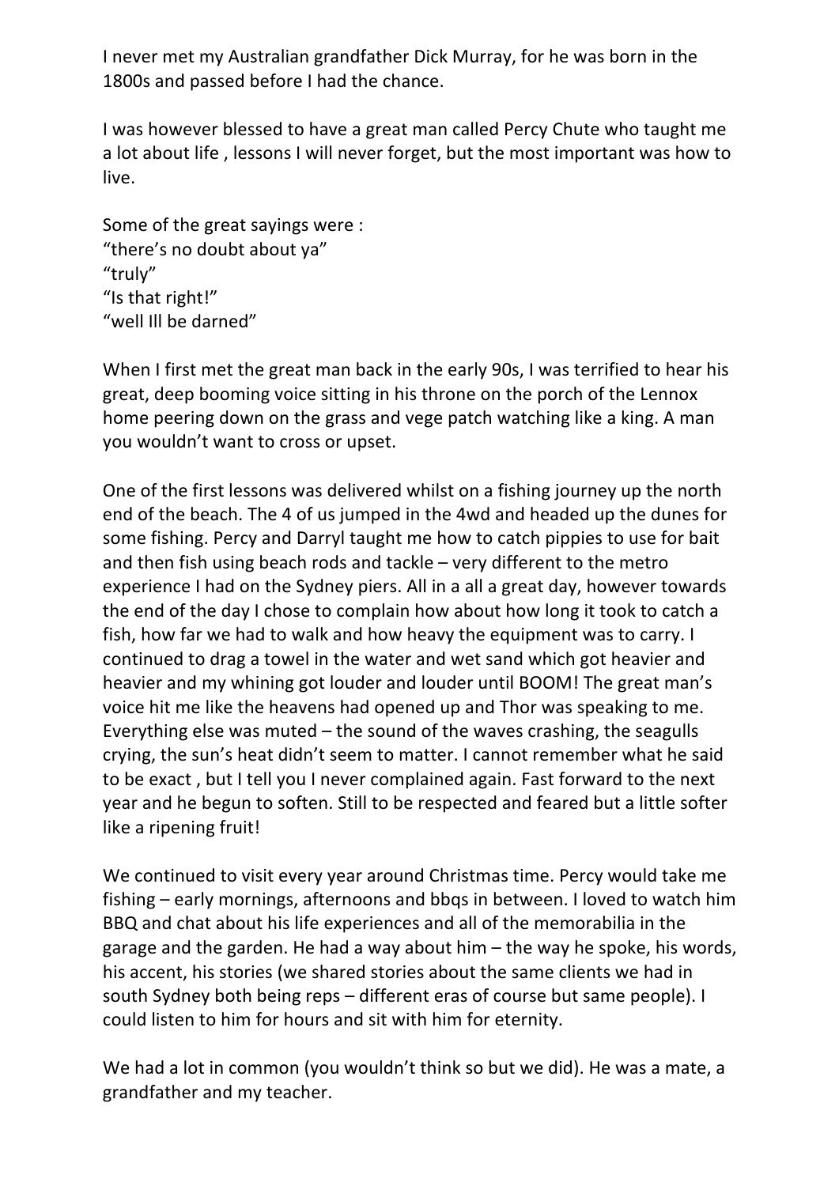I never met my Australian grandfather Dick Murray, for he was born in the 1800s and passed before I had the chance.

I was however blessed to have a great man called Percy Chute who taught me a lot about life , lessons I will never forget, but the most important was how to live.

Some of the great sayings were :
"there's no doubt about ya"
"truly"
"Is that right!"
"well Ill be darned"

When I first met the great man back in the early 90s, I was terrified to hear his great, deep booming voice sitting in his throne on the porch of the Lennox home peering down on the grass and vege patch watching like a king. A man you wouldn't want to cross or upset.

One of the first lessons was delivered whilst on a fishing journey up the north end of the beach. The 4 of us jumped in the 4wd and headed up the dunes for some fishing. Percy and Darryl taught me how to catch pippies to use for bait and then fish using beach rods and tackle – very different to the metro experience I had on the Sydney piers. All in a all a great day, however towards the end of the day I chose to complain how about how long it took to catch a fish, how far we had to walk and how heavy the equipment was to carry. I continued to drag a towel in the water and wet sand which got heavier and heavier and my whining got louder and louder until BOOM! The great man's voice hit me like the heavens had opened up and Thor was speaking to me. Everything else was muted – the sound of the waves crashing, the seagulls crying, the sun's heat didn't seem to matter. I cannot remember what he said to be exact , but I tell you I never complained again. Fast forward to the next year and he begun to soften. Still to be respected and feared but a little softer like a ripening fruit!

We continued to visit every year around Christmas time. Percy would take me fishing – early mornings, afternoons and bbqs in between. I loved to watch him BBQ and chat about his life experiences and all of the memorabilia in the garage and the garden. He had a way about him – the way he spoke, his words, his accent, his stories (we shared stories about the same clients we had in south Sydney both being reps – different eras of course but same people). I could listen to him for hours and sit with him for eternity.

We had a lot in common (you wouldn't think so but we did). He was a mate, a grandfather and my teacher.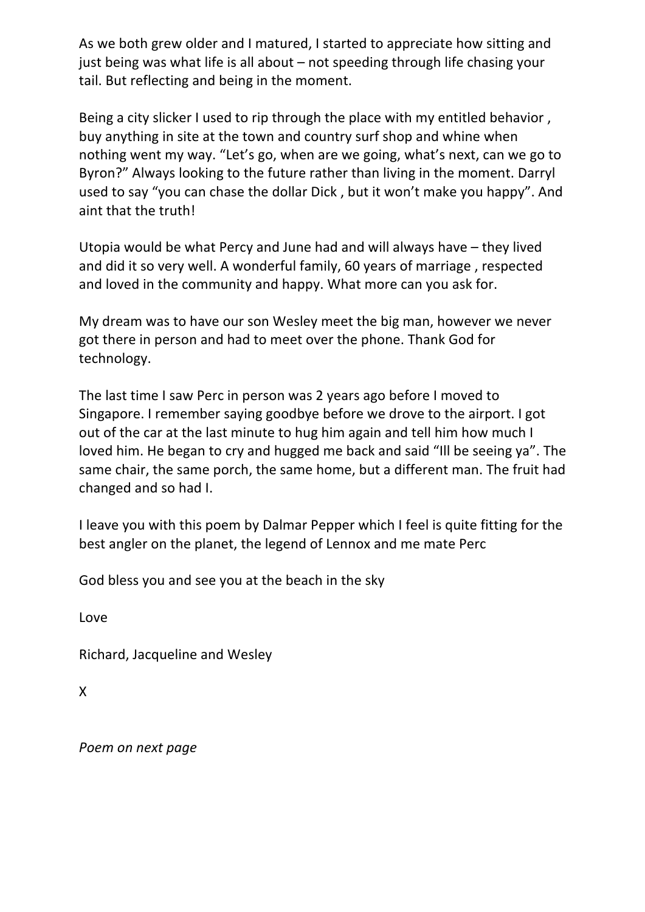As we both grew older and I matured, I started to appreciate how sitting and just being was what life is all about – not speeding through life chasing your tail. But reflecting and being in the moment.

Being a city slicker I used to rip through the place with my entitled behavior , buy anything in site at the town and country surf shop and whine when nothing went my way. “Let’s go, when are we going, what’s next, can we go to Byron?” Always looking to the future rather than living in the moment. Darryl used to say “you can chase the dollar Dick , but it won’t make you happy”. And aint that the truth!

Utopia would be what Percy and June had and will always have – they lived and did it so very well. A wonderful family, 60 years of marriage , respected and loved in the community and happy. What more can you ask for.

My dream was to have our son Wesley meet the big man, however we never got there in person and had to meet over the phone. Thank God for technology.

The last time I saw Perc in person was 2 years ago before I moved to Singapore. I remember saying goodbye before we drove to the airport. I got out of the car at the last minute to hug him again and tell him how much I loved him. He began to cry and hugged me back and said “Ill be seeing ya”. The same chair, the same porch, the same home, but a different man. The fruit had changed and so had I.

I leave you with this poem by Dalmar Pepper which I feel is quite fitting for the best angler on the planet, the legend of Lennox and me mate Perc

God bless you and see you at the beach in the sky

Love

Richard, Jacqueline and Wesley

X

*Poem on next page*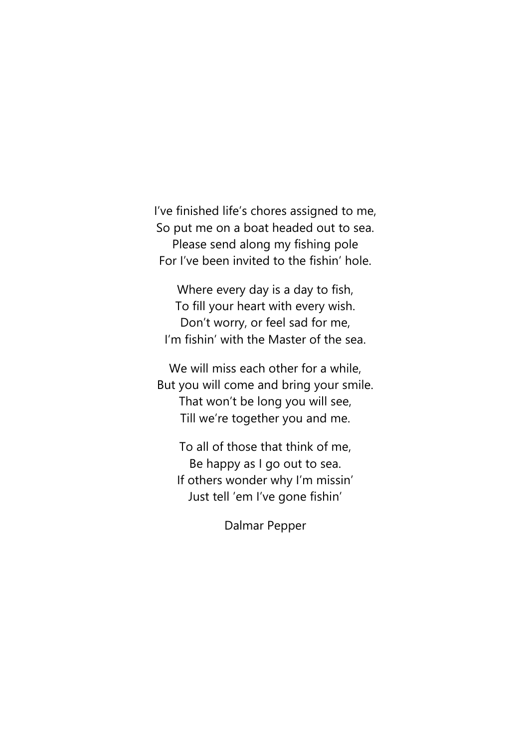I've finished life's chores assigned to me,  
So put me on a boat headed out to sea.  
Please send along my fishing pole  
For I've been invited to the fishin' hole.

Where every day is a day to fish,  
To fill your heart with every wish.  
Don't worry, or feel sad for me,  
I'm fishin' with the Master of the sea.

We will miss each other for a while,  
But you will come and bring your smile.  
That won't be long you will see,  
Till we're together you and me.

To all of those that think of me,  
Be happy as I go out to sea.  
If others wonder why I'm missin'  
Just tell 'em I've gone fishin'

Dalmar Pepper